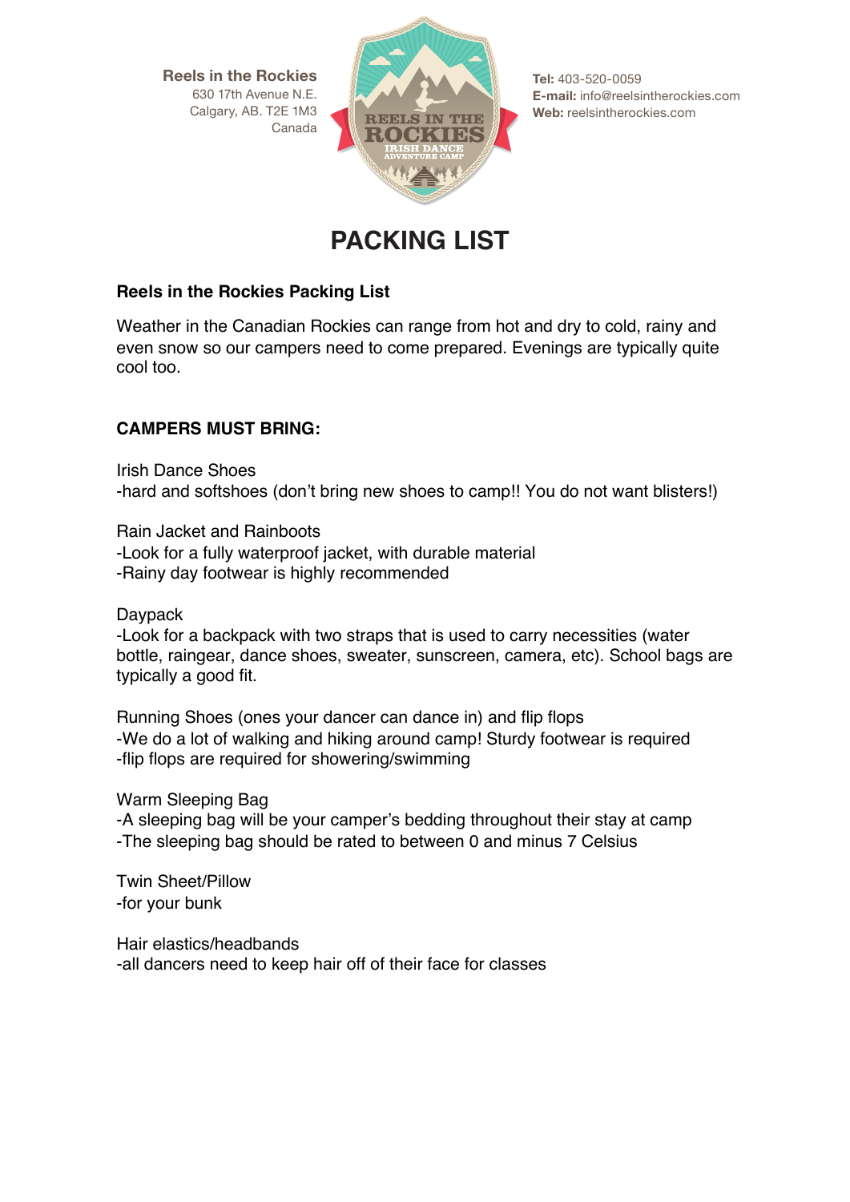**Reels in the Rockies**
630 17th Avenue N.E.
Calgary, AB. T2E 1M3
Canada

**Tel:** 403-520-0059
**E-mail:** info@reelsintherockies.com
**Web:** reelsintherockies.com

# PACKING LIST

### Reels in the Rockies Packing List

Weather in the Canadian Rockies can range from hot and dry to cold, rainy and even snow so our campers need to come prepared. Evenings are typically quite cool too.

### CAMPERS MUST BRING:

Irish Dance Shoes
-hard and softshoes (don't bring new shoes to camp!! You do not want blisters!)

Rain Jacket and Rainboots
-Look for a fully waterproof jacket, with durable material
-Rainy day footwear is highly recommended

Daypack
-Look for a backpack with two straps that is used to carry necessities (water bottle, raingear, dance shoes, sweater, sunscreen, camera, etc). School bags are typically a good fit.

Running Shoes (ones your dancer can dance in) and flip flops
-We do a lot of walking and hiking around camp! Sturdy footwear is required
-flip flops are required for showering/swimming

Warm Sleeping Bag
-A sleeping bag will be your camper's bedding throughout their stay at camp
-The sleeping bag should be rated to between 0 and minus 7 Celsius

Twin Sheet/Pillow
-for your bunk

Hair elastics/headbands
-all dancers need to keep hair off of their face for classes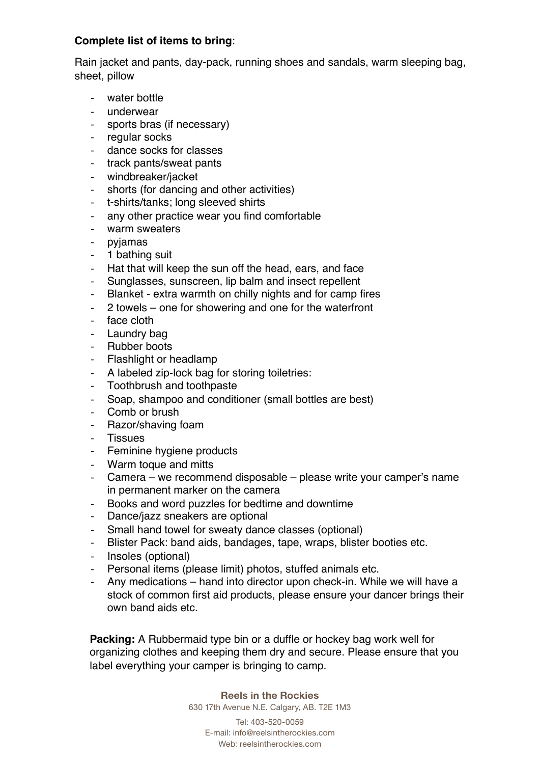**Complete list of items to bring**:

Rain jacket and pants, day-pack, running shoes and sandals, warm sleeping bag, sheet, pillow

- water bottle
- underwear
- sports bras (if necessary)
- regular socks
- dance socks for classes
- track pants/sweat pants
- windbreaker/jacket
- shorts (for dancing and other activities)
- t-shirts/tanks; long sleeved shirts
- any other practice wear you find comfortable
- warm sweaters
- pyjamas
- 1 bathing suit
- Hat that will keep the sun off the head, ears, and face
- Sunglasses, sunscreen, lip balm and insect repellent
- Blanket - extra warmth on chilly nights and for camp fires
- 2 towels – one for showering and one for the waterfront
- face cloth
- Laundry bag
- Rubber boots
- Flashlight or headlamp
- A labeled zip-lock bag for storing toiletries:
- Toothbrush and toothpaste
- Soap, shampoo and conditioner (small bottles are best)
- Comb or brush
- Razor/shaving foam
- Tissues
- Feminine hygiene products
- Warm toque and mitts
- Camera – we recommend disposable – please write your camper's name in permanent marker on the camera
- Books and word puzzles for bedtime and downtime
- Dance/jazz sneakers are optional
- Small hand towel for sweaty dance classes (optional)
- Blister Pack: band aids, bandages, tape, wraps, blister booties etc.
- Insoles (optional)
- Personal items (please limit) photos, stuffed animals etc.
- Any medications – hand into director upon check-in. While we will have a stock of common first aid products, please ensure your dancer brings their own band aids etc.

**Packing:** A Rubbermaid type bin or a duffle or hockey bag work well for organizing clothes and keeping them dry and secure. Please ensure that you label everything your camper is bringing to camp.

**Reels in the Rockies**
630 17th Avenue N.E. Calgary, AB. T2E 1M3

Tel: 403-520-0059
E-mail: info@reelsintherockies.com
Web: reelsintherockies.com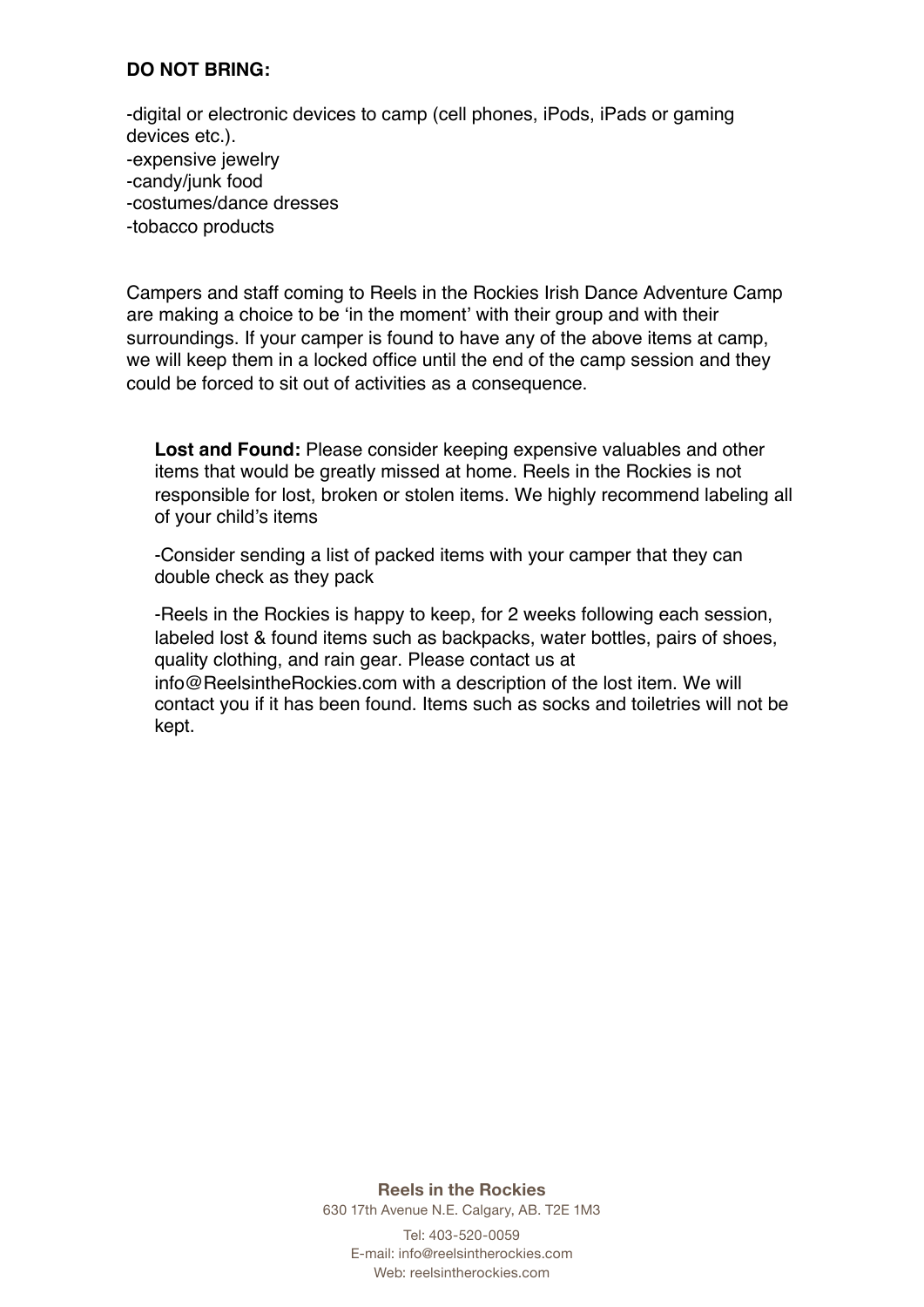**DO NOT BRING:**

-digital or electronic devices to camp (cell phones, iPods, iPads or gaming devices etc.).
-expensive jewelry
-candy/junk food
-costumes/dance dresses
-tobacco products

Campers and staff coming to Reels in the Rockies Irish Dance Adventure Camp are making a choice to be 'in the moment' with their group and with their surroundings. If your camper is found to have any of the above items at camp, we will keep them in a locked office until the end of the camp session and they could be forced to sit out of activities as a consequence.

**Lost and Found:** Please consider keeping expensive valuables and other items that would be greatly missed at home. Reels in the Rockies is not responsible for lost, broken or stolen items. We highly recommend labeling all of your child's items

-Consider sending a list of packed items with your camper that they can double check as they pack

-Reels in the Rockies is happy to keep, for 2 weeks following each session, labeled lost & found items such as backpacks, water bottles, pairs of shoes, quality clothing, and rain gear. Please contact us at info@ReelsintheRockies.com with a description of the lost item. We will contact you if it has been found. Items such as socks and toiletries will not be kept.

**Reels in the Rockies**
630 17th Avenue N.E. Calgary, AB. T2E 1M3

Tel: 403-520-0059
E-mail: info@reelsintherockies.com
Web: reelsintherockies.com